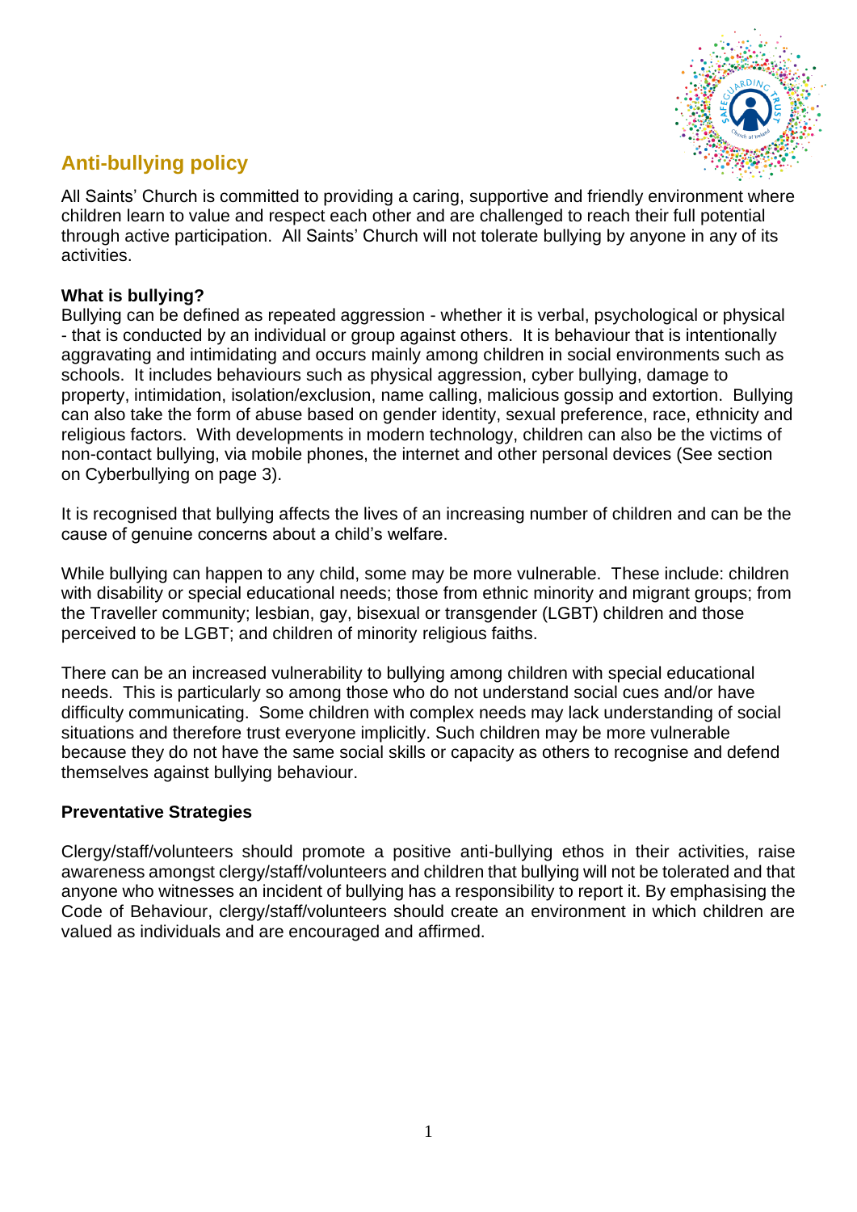# Anti-bullying policy

All Saints' Church is committed to providing a caring, supportive and friendly environment where children learn to value and respect each other and are challenged to reach their full potential through active participation. All Saints' Church will not tolerate bullying by anyone in any of its activities.

**What is bullying?**

Bullying can be defined as repeated aggression - whether it is verbal, psychological or physical - that is conducted by an individual or group against others. It is behaviour that is intentionally aggravating and intimidating and occurs mainly among children in social environments such as schools. It includes behaviours such as physical aggression, cyber bullying, damage to property, intimidation, isolation/exclusion, name calling, malicious gossip and extortion. Bullying can also take the form of abuse based on gender identity, sexual preference, race, ethnicity and religious factors. With developments in modern technology, children can also be the victims of non-contact bullying, via mobile phones, the internet and other personal devices (See section on Cyberbullying on page 3).

It is recognised that bullying affects the lives of an increasing number of children and can be the cause of genuine concerns about a child's welfare.

While bullying can happen to any child, some may be more vulnerable. These include: children with disability or special educational needs; those from ethnic minority and migrant groups; from the Traveller community; lesbian, gay, bisexual or transgender (LGBT) children and those perceived to be LGBT; and children of minority religious faiths.

There can be an increased vulnerability to bullying among children with special educational needs. This is particularly so among those who do not understand social cues and/or have difficulty communicating. Some children with complex needs may lack understanding of social situations and therefore trust everyone implicitly. Such children may be more vulnerable because they do not have the same social skills or capacity as others to recognise and defend themselves against bullying behaviour.

**Preventative Strategies**

Clergy/staff/volunteers should promote a positive anti-bullying ethos in their activities, raise awareness amongst clergy/staff/volunteers and children that bullying will not be tolerated and that anyone who witnesses an incident of bullying has a responsibility to report it. By emphasising the Code of Behaviour, clergy/staff/volunteers should create an environment in which children are valued as individuals and are encouraged and affirmed.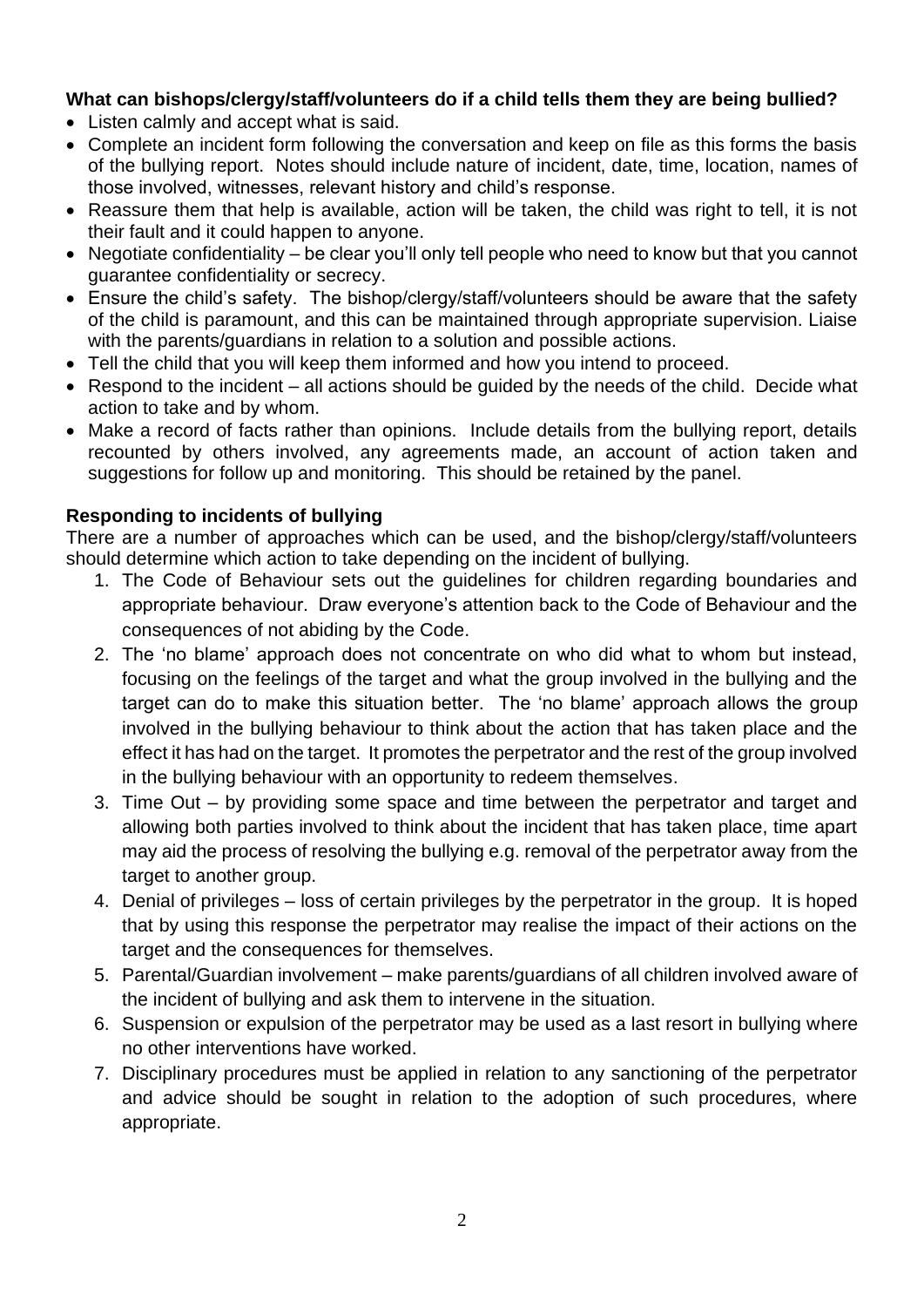**What can bishops/clergy/staff/volunteers do if a child tells them they are being bullied?**

- Listen calmly and accept what is said.
- Complete an incident form following the conversation and keep on file as this forms the basis of the bullying report. Notes should include nature of incident, date, time, location, names of those involved, witnesses, relevant history and child's response.
- Reassure them that help is available, action will be taken, the child was right to tell, it is not their fault and it could happen to anyone.
- Negotiate confidentiality – be clear you'll only tell people who need to know but that you cannot guarantee confidentiality or secrecy.
- Ensure the child's safety. The bishop/clergy/staff/volunteers should be aware that the safety of the child is paramount, and this can be maintained through appropriate supervision. Liaise with the parents/guardians in relation to a solution and possible actions.
- Tell the child that you will keep them informed and how you intend to proceed.
- Respond to the incident – all actions should be guided by the needs of the child. Decide what action to take and by whom.
- Make a record of facts rather than opinions. Include details from the bullying report, details recounted by others involved, any agreements made, an account of action taken and suggestions for follow up and monitoring. This should be retained by the panel.

**Responding to incidents of bullying**

There are a number of approaches which can be used, and the bishop/clergy/staff/volunteers should determine which action to take depending on the incident of bullying.

1. The Code of Behaviour sets out the guidelines for children regarding boundaries and appropriate behaviour. Draw everyone's attention back to the Code of Behaviour and the consequences of not abiding by the Code.
2. The 'no blame' approach does not concentrate on who did what to whom but instead, focusing on the feelings of the target and what the group involved in the bullying and the target can do to make this situation better. The 'no blame' approach allows the group involved in the bullying behaviour to think about the action that has taken place and the effect it has had on the target. It promotes the perpetrator and the rest of the group involved in the bullying behaviour with an opportunity to redeem themselves.
3. Time Out – by providing some space and time between the perpetrator and target and allowing both parties involved to think about the incident that has taken place, time apart may aid the process of resolving the bullying e.g. removal of the perpetrator away from the target to another group.
4. Denial of privileges – loss of certain privileges by the perpetrator in the group. It is hoped that by using this response the perpetrator may realise the impact of their actions on the target and the consequences for themselves.
5. Parental/Guardian involvement – make parents/guardians of all children involved aware of the incident of bullying and ask them to intervene in the situation.
6. Suspension or expulsion of the perpetrator may be used as a last resort in bullying where no other interventions have worked.
7. Disciplinary procedures must be applied in relation to any sanctioning of the perpetrator and advice should be sought in relation to the adoption of such procedures, where appropriate.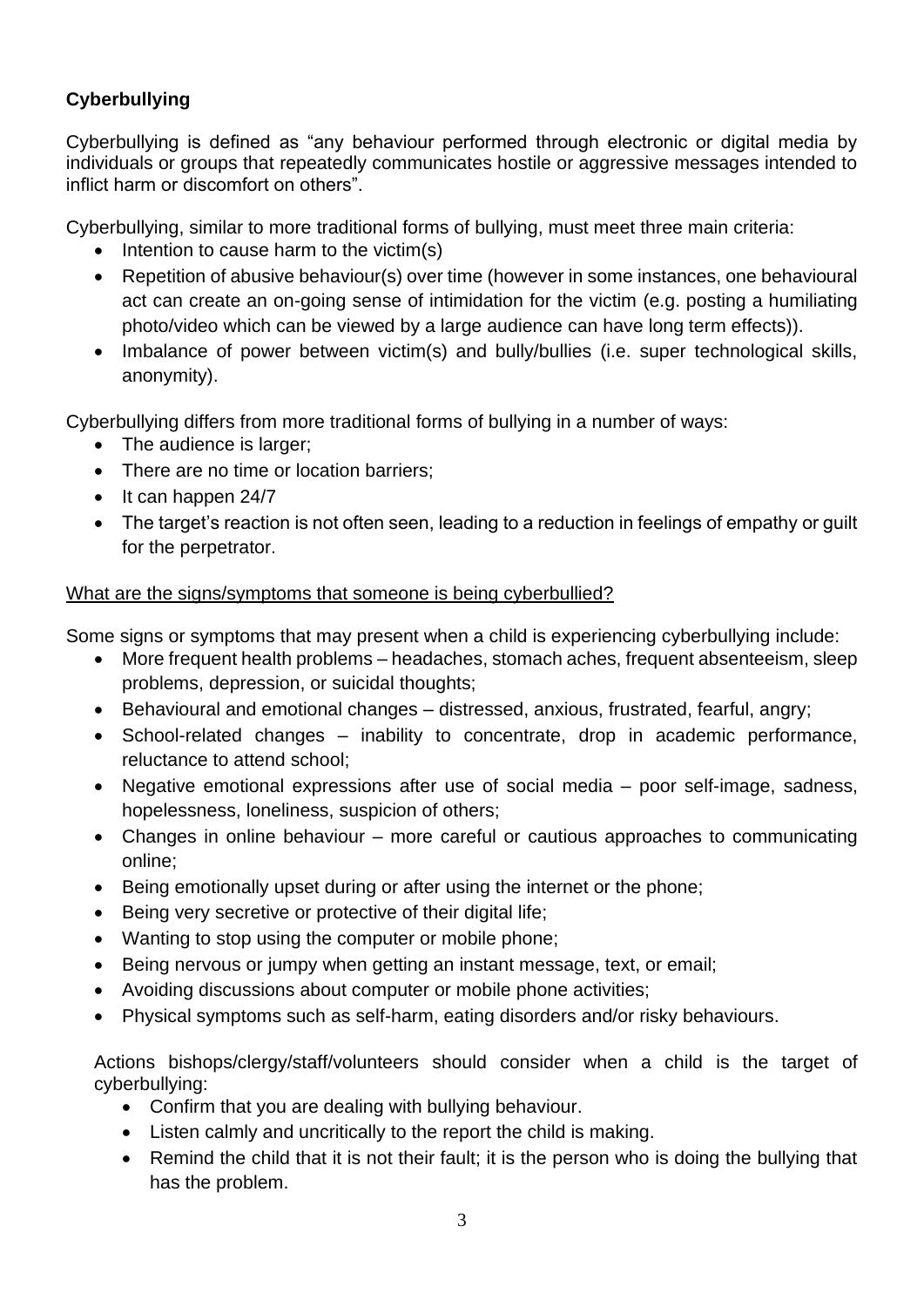**Cyberbullying**

Cyberbullying is defined as "any behaviour performed through electronic or digital media by individuals or groups that repeatedly communicates hostile or aggressive messages intended to inflict harm or discomfort on others".

Cyberbullying, similar to more traditional forms of bullying, must meet three main criteria:

- Intention to cause harm to the victim(s)
- Repetition of abusive behaviour(s) over time (however in some instances, one behavioural act can create an on-going sense of intimidation for the victim (e.g. posting a humiliating photo/video which can be viewed by a large audience can have long term effects)).
- Imbalance of power between victim(s) and bully/bullies (i.e. super technological skills, anonymity).

Cyberbullying differs from more traditional forms of bullying in a number of ways:

- The audience is larger;
- There are no time or location barriers;
- It can happen 24/7
- The target's reaction is not often seen, leading to a reduction in feelings of empathy or guilt for the perpetrator.

<u>What are the signs/symptoms that someone is being cyberbullied?</u>

Some signs or symptoms that may present when a child is experiencing cyberbullying include:

- More frequent health problems – headaches, stomach aches, frequent absenteeism, sleep problems, depression, or suicidal thoughts;
- Behavioural and emotional changes – distressed, anxious, frustrated, fearful, angry;
- School-related changes – inability to concentrate, drop in academic performance, reluctance to attend school;
- Negative emotional expressions after use of social media – poor self-image, sadness, hopelessness, loneliness, suspicion of others;
- Changes in online behaviour – more careful or cautious approaches to communicating online;
- Being emotionally upset during or after using the internet or the phone;
- Being very secretive or protective of their digital life;
- Wanting to stop using the computer or mobile phone;
- Being nervous or jumpy when getting an instant message, text, or email;
- Avoiding discussions about computer or mobile phone activities;
- Physical symptoms such as self-harm, eating disorders and/or risky behaviours.

Actions bishops/clergy/staff/volunteers should consider when a child is the target of cyberbullying:

- Confirm that you are dealing with bullying behaviour.
- Listen calmly and uncritically to the report the child is making.
- Remind the child that it is not their fault; it is the person who is doing the bullying that has the problem.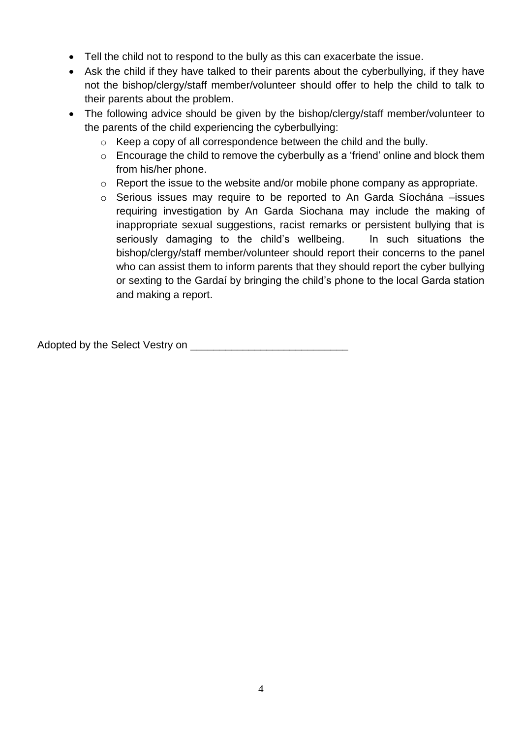- Tell the child not to respond to the bully as this can exacerbate the issue.
- Ask the child if they have talked to their parents about the cyberbullying, if they have not the bishop/clergy/staff member/volunteer should offer to help the child to talk to their parents about the problem.
- The following advice should be given by the bishop/clergy/staff member/volunteer to the parents of the child experiencing the cyberbullying:
  - Keep a copy of all correspondence between the child and the bully.
  - Encourage the child to remove the cyberbully as a 'friend' online and block them from his/her phone.
  - Report the issue to the website and/or mobile phone company as appropriate.
  - Serious issues may require to be reported to An Garda Síochána –issues requiring investigation by An Garda Siochana may include the making of inappropriate sexual suggestions, racist remarks or persistent bullying that is seriously damaging to the child's wellbeing. In such situations the bishop/clergy/staff member/volunteer should report their concerns to the panel who can assist them to inform parents that they should report the cyber bullying or sexting to the Gardaí by bringing the child's phone to the local Garda station and making a report.

Adopted by the Select Vestry on __________________________